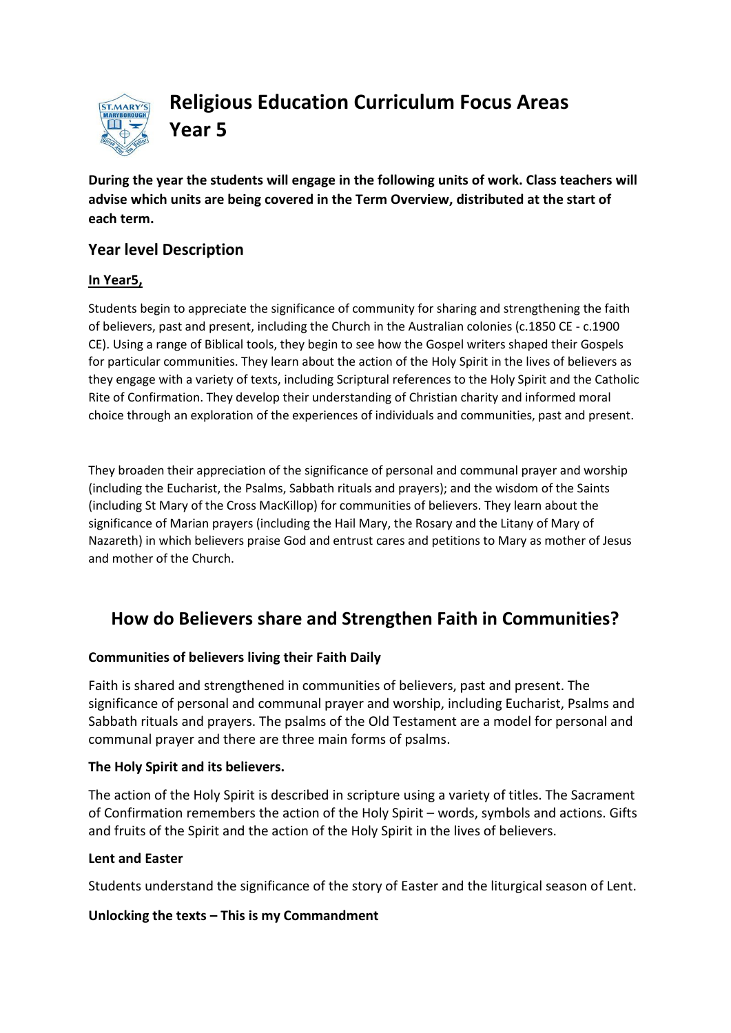# Religious Education Curriculum Focus Areas Year 5

**During the year the students will engage in the following units of work. Class teachers will advise which units are being covered in the Term Overview, distributed at the start of each term.**

## Year level Description

**In Year5,**

Students begin to appreciate the significance of community for sharing and strengthening the faith of believers, past and present, including the Church in the Australian colonies (c.1850 CE - c.1900 CE). Using a range of Biblical tools, they begin to see how the Gospel writers shaped their Gospels for particular communities. They learn about the action of the Holy Spirit in the lives of believers as they engage with a variety of texts, including Scriptural references to the Holy Spirit and the Catholic Rite of Confirmation. They develop their understanding of Christian charity and informed moral choice through an exploration of the experiences of individuals and communities, past and present.

They broaden their appreciation of the significance of personal and communal prayer and worship (including the Eucharist, the Psalms, Sabbath rituals and prayers); and the wisdom of the Saints (including St Mary of the Cross MacKillop) for communities of believers. They learn about the significance of Marian prayers (including the Hail Mary, the Rosary and the Litany of Mary of Nazareth) in which believers praise God and entrust cares and petitions to Mary as mother of Jesus and mother of the Church.

## How do Believers share and Strengthen Faith in Communities?

**Communities of believers living their Faith Daily**

Faith is shared and strengthened in communities of believers, past and present. The significance of personal and communal prayer and worship, including Eucharist, Psalms and Sabbath rituals and prayers. The psalms of the Old Testament are a model for personal and communal prayer and there are three main forms of psalms.

**The Holy Spirit and its believers.**

The action of the Holy Spirit is described in scripture using a variety of titles. The Sacrament of Confirmation remembers the action of the Holy Spirit – words, symbols and actions. Gifts and fruits of the Spirit and the action of the Holy Spirit in the lives of believers.

**Lent and Easter**

Students understand the significance of the story of Easter and the liturgical season of Lent.

**Unlocking the texts – This is my Commandment**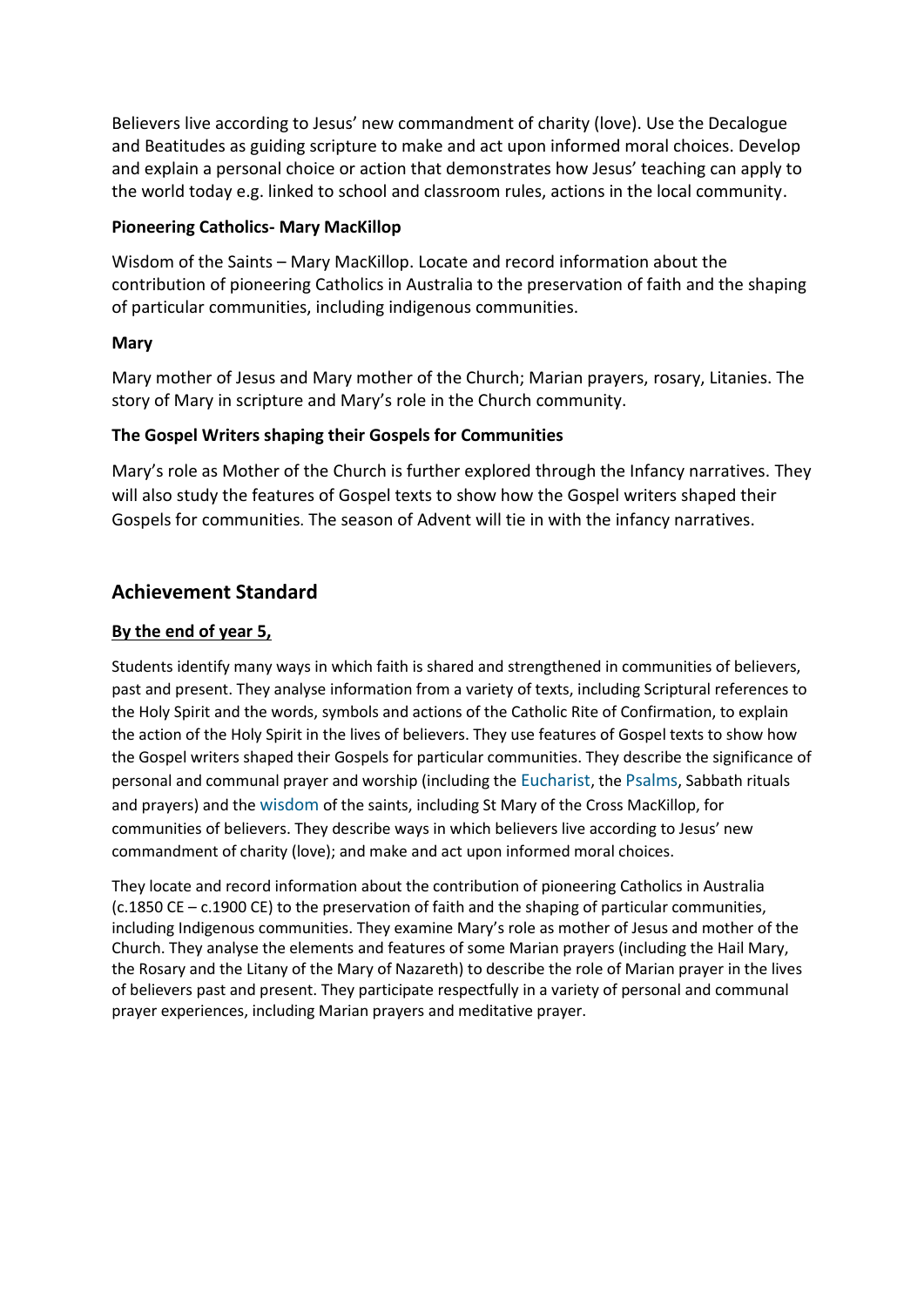Believers live according to Jesus' new commandment of charity (love). Use the Decalogue and Beatitudes as guiding scripture to make and act upon informed moral choices. Develop and explain a personal choice or action that demonstrates how Jesus' teaching can apply to the world today e.g. linked to school and classroom rules, actions in the local community.

**Pioneering Catholics- Mary MacKillop**

Wisdom of the Saints – Mary MacKillop. Locate and record information about the contribution of pioneering Catholics in Australia to the preservation of faith and the shaping of particular communities, including indigenous communities.

**Mary**

Mary mother of Jesus and Mary mother of the Church; Marian prayers, rosary, Litanies. The story of Mary in scripture and Mary's role in the Church community.

**The Gospel Writers shaping their Gospels for Communities**

Mary's role as Mother of the Church is further explored through the Infancy narratives. They will also study the features of Gospel texts to show how the Gospel writers shaped their Gospels for communities. The season of Advent will tie in with the infancy narratives.

## Achievement Standard

**By the end of year 5,**

Students identify many ways in which faith is shared and strengthened in communities of believers, past and present. They analyse information from a variety of texts, including Scriptural references to the Holy Spirit and the words, symbols and actions of the Catholic Rite of Confirmation, to explain the action of the Holy Spirit in the lives of believers. They use features of Gospel texts to show how the Gospel writers shaped their Gospels for particular communities. They describe the significance of personal and communal prayer and worship (including the Eucharist, the Psalms, Sabbath rituals and prayers) and the wisdom of the saints, including St Mary of the Cross MacKillop, for communities of believers. They describe ways in which believers live according to Jesus' new commandment of charity (love); and make and act upon informed moral choices.

They locate and record information about the contribution of pioneering Catholics in Australia (c.1850 CE – c.1900 CE) to the preservation of faith and the shaping of particular communities, including Indigenous communities. They examine Mary's role as mother of Jesus and mother of the Church. They analyse the elements and features of some Marian prayers (including the Hail Mary, the Rosary and the Litany of the Mary of Nazareth) to describe the role of Marian prayer in the lives of believers past and present. They participate respectfully in a variety of personal and communal prayer experiences, including Marian prayers and meditative prayer.